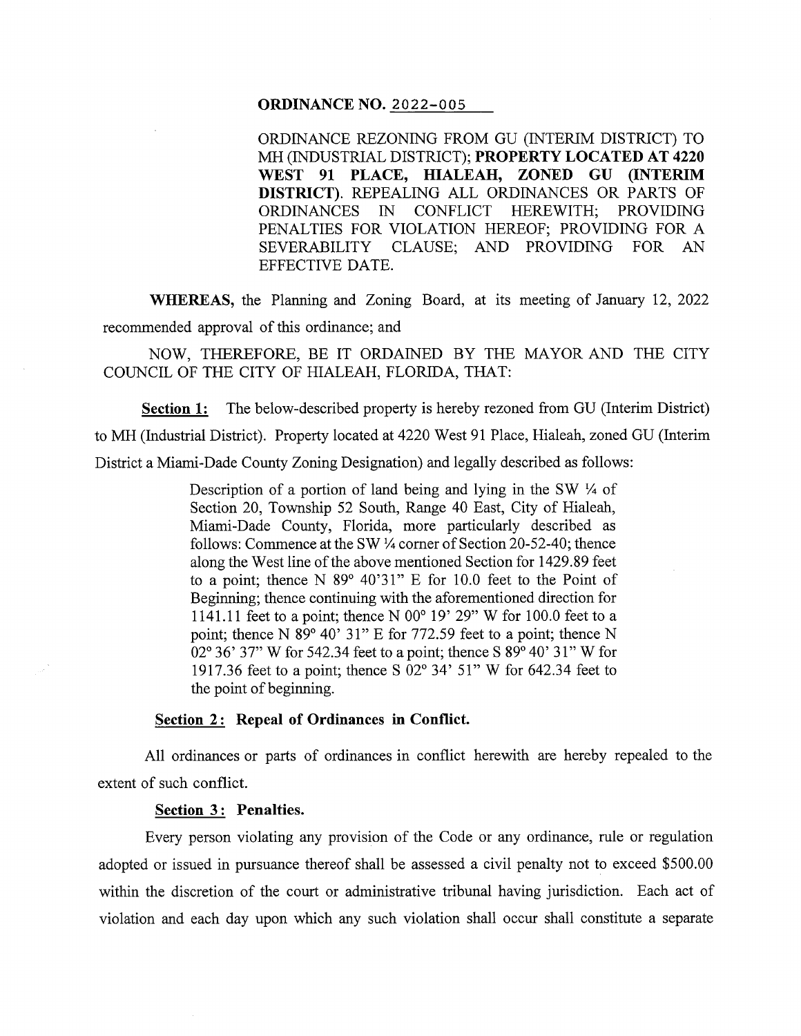**ORDINANCE NO.** 2022-005

ORDINANCE REZONING FROM GU (INTERIM DISTRICT) TO MH (INDUSTRIAL DISTRICT); **PROPERTY LOCATED AT 4220 WEST 91 PLACE, HIALEAH, ZONED GU (INTERIM DISTRICT)**. REPEALING ALL ORDINANCES OR PARTS OF ORDINANCES IN CONFLICT HEREWITH; PROVIDING PENALTIES FOR VIOLATION HEREOF; PROVIDING FOR A SEVERABILITY CLAUSE; AND PROVIDING FOR AN EFFECTIVE DATE.

**WHEREAS,** the Planning and Zoning Board, at its meeting of January 12, 2022 recommended approval of this ordinance; and

NOW, THEREFORE, BE IT ORDAINED BY THE MAYOR AND THE CITY COUNCIL OF THE CITY OF HIALEAH, FLORIDA, THAT:

**Section 1:** The below-described property is hereby rezoned from GU (Interim District) to MH (Industrial District). Property located at 4220 West 91 Place, Hialeah, zoned GU (Interim District a Miami-Dade County Zoning Designation) and legally described as follows:

> Description of a portion of land being and lying in the SW ¼ of Section 20, Township 52 South, Range 40 East, City of Hialeah, Miami-Dade County, Florida, more particularly described as follows: Commence at the SW ¼ corner of Section 20-52-40; thence along the West line of the above mentioned Section for 1429.89 feet to a point; thence N 89° 40'31" E for 10.0 feet to the Point of Beginning; thence continuing with the aforementioned direction for 1141.11 feet to a point; thence N 00° 19' 29" W for 100.0 feet to a point; thence N 89° 40' 31" E for 772.59 feet to a point; thence N 02° 36' 37" W for 542.34 feet to a point; thence S 89° 40' 31" W for 1917.36 feet to a point; thence S 02° 34' 51" W for 642.34 feet to the point of beginning.

**Section 2: Repeal of Ordinances in Conflict.**

All ordinances or parts of ordinances in conflict herewith are hereby repealed to the extent of such conflict.

**Section 3: Penalties.**

Every person violating any provision of the Code or any ordinance, rule or regulation adopted or issued in pursuance thereof shall be assessed a civil penalty not to exceed $500.00 within the discretion of the court or administrative tribunal having jurisdiction. Each act of violation and each day upon which any such violation shall occur shall constitute a separate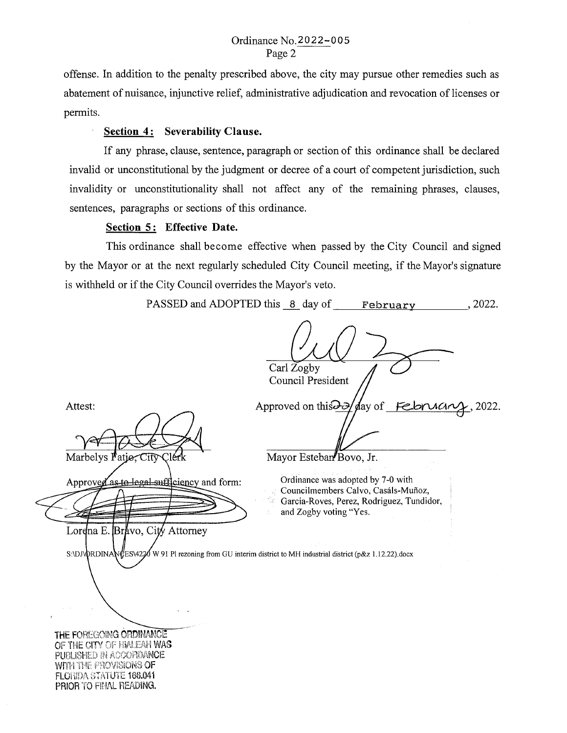offense. In addition to the penalty prescribed above, the city may pursue other remedies such as abatement of nuisance, injunctive relief, administrative adjudication and revocation of licenses or permits.

**Section 4: Severability Clause.**

If any phrase, clause, sentence, paragraph or section of this ordinance shall be declared invalid or unconstitutional by the judgment or decree of a court of competent jurisdiction, such invalidity or unconstitutionality shall not affect any of the remaining phrases, clauses, sentences, paragraphs or sections of this ordinance.

**Section 5: Effective Date.**

This ordinance shall become effective when passed by the City Council and signed by the Mayor or at the next regularly scheduled City Council meeting, if the Mayor's signature is withheld or if the City Council overrides the Mayor's veto.

PASSED and ADOPTED this 8 day of February, 2022.

Carl Zogby
Council President

Attest:

Approved on this 22 day of February, 2022.

Marbelys Fatjo, City Clerk

Mayor Esteban Bovo, Jr.

Approved as to legal sufficiency and form:

Ordinance was adopted by 7-0 with Councilmembers Calvo, Casáls-Muñoz, Garcia-Roves, Perez, Rodriguez, Tundidor, and Zogby voting "Yes.

Lorena E. Bravo, City Attorney

S:\DJ\ORDINANCES\4220 W 91 Pl rezoning from GU interim district to MH industrial district (p&z 1.12.22).docx

THE FOREGOING ORDINANCE OF THE CITY OF HIALEAH WAS PUBLISHED IN ACCORDANCE WITH THE PROVISIONS OF FLORIDA STATUTE 166.041 PRIOR TO FINAL READING.